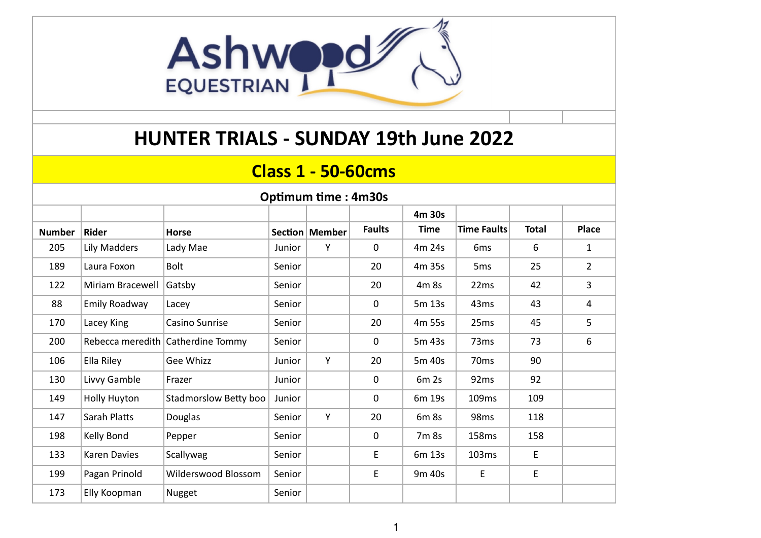# HUNTER TRIALS - SUNDAY 19th June 2022

## Class 1 - 50-60cms

**Optimum time : 4m30s**

| Number | Rider | Horse | Section | Member | Faults | 4m 30s Time | Time Faults | Total | Place |
|---|---|---|---|---|---|---|---|---|---|
| 205 | Lily Madders | Lady Mae | Junior | Y | 0 | 4m 24s | 6ms | 6 | 1 |
| 189 | Laura Foxon | Bolt | Senior | | 20 | 4m 35s | 5ms | 25 | 2 |
| 122 | Miriam Bracewell | Gatsby | Senior | | 20 | 4m 8s | 22ms | 42 | 3 |
| 88 | Emily Roadway | Lacey | Senior | | 0 | 5m 13s | 43ms | 43 | 4 |
| 170 | Lacey King | Casino Sunrise | Senior | | 20 | 4m 55s | 25ms | 45 | 5 |
| 200 | Rebecca meredith | Catherdine Tommy | Senior | | 0 | 5m 43s | 73ms | 73 | 6 |
| 106 | Ella Riley | Gee Whizz | Junior | Y | 20 | 5m 40s | 70ms | 90 | |
| 130 | Livvy Gamble | Frazer | Junior | | 0 | 6m 2s | 92ms | 92 | |
| 149 | Holly Huyton | Stadmorslow Betty boo | Junior | | 0 | 6m 19s | 109ms | 109 | |
| 147 | Sarah Platts | Douglas | Senior | Y | 20 | 6m 8s | 98ms | 118 | |
| 198 | Kelly Bond | Pepper | Senior | | 0 | 7m 8s | 158ms | 158 | |
| 133 | Karen Davies | Scallywag | Senior | | E | 6m 13s | 103ms | E | |
| 199 | Pagan Prinold | Wilderswood Blossom | Senior | | E | 9m 40s | E | E | |
| 173 | Elly Koopman | Nugget | Senior | | | | | | |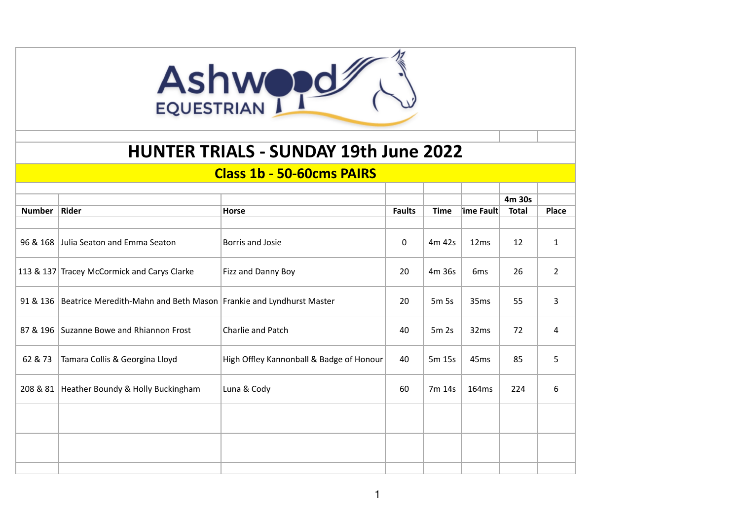Ashwood EQUESTRIAN

# HUNTER TRIALS - SUNDAY 19th June 2022

## Class 1b - 50-60cms PAIRS

| Number | Rider | Horse | Faults | Time | Time Fault | 4m 30s Total | Place |
|---|---|---|---|---|---|---|---|
| 96 & 168 | Julia Seaton and Emma Seaton | Borris and Josie | 0 | 4m 42s | 12ms | 12 | 1 |
| 113 & 137 | Tracey McCormick and Carys Clarke | Fizz and Danny Boy | 20 | 4m 36s | 6ms | 26 | 2 |
| 91 & 136 | Beatrice Meredith-Mahn and Beth Mason | Frankie and Lyndhurst Master | 20 | 5m 5s | 35ms | 55 | 3 |
| 87 & 196 | Suzanne Bowe and Rhiannon Frost | Charlie and Patch | 40 | 5m 2s | 32ms | 72 | 4 |
| 62 & 73 | Tamara Collis & Georgina Lloyd | High Offley Kannonball & Badge of Honour | 40 | 5m 15s | 45ms | 85 | 5 |
| 208 & 81 | Heather Boundy & Holly Buckingham | Luna & Cody | 60 | 7m 14s | 164ms | 224 | 6 |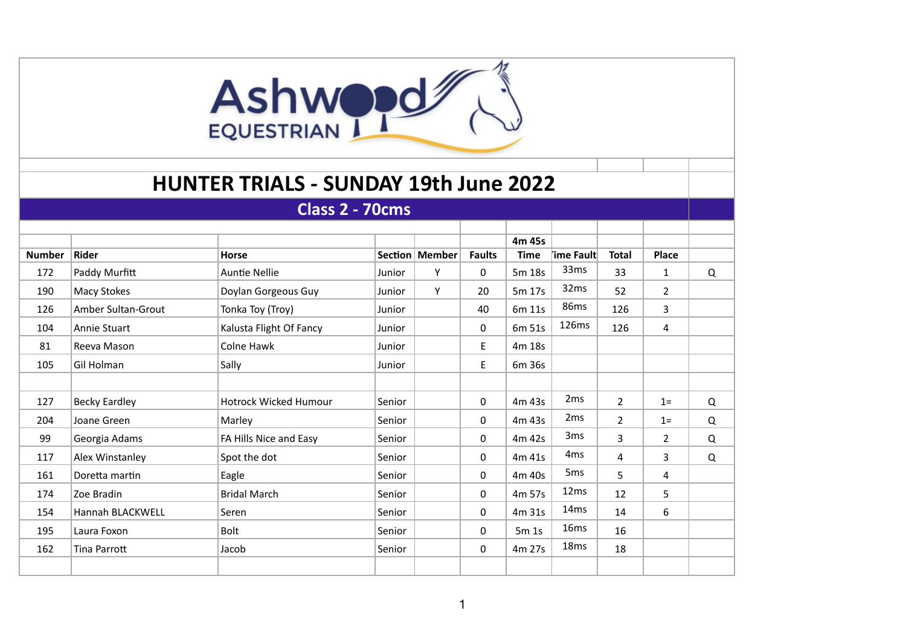Ashwood EQUESTRIAN

# HUNTER TRIALS - SUNDAY 19th June 2022

## Class 2 - 70cms

| Number | Rider | Horse | Section | Member | Faults | 4m 45s Time | Time Fault | Total | Place | |
|---|---|---|---|---|---|---|---|---|---|---|
| 172 | Paddy Murfitt | Auntie Nellie | Junior | Y | 0 | 5m 18s | 33ms | 33 | 1 | Q |
| 190 | Macy Stokes | Doylan Gorgeous Guy | Junior | Y | 20 | 5m 17s | 32ms | 52 | 2 | |
| 126 | Amber Sultan-Grout | Tonka Toy (Troy) | Junior | | 40 | 6m 11s | 86ms | 126 | 3 | |
| 104 | Annie Stuart | Kalusta Flight Of Fancy | Junior | | 0 | 6m 51s | 126ms | 126 | 4 | |
| 81 | Reeva Mason | Colne Hawk | Junior | | E | 4m 18s | | | | |
| 105 | Gil Holman | Sally | Junior | | E | 6m 36s | | | | |
| | | | | | | | | | | |
| 127 | Becky Eardley | Hotrock Wicked Humour | Senior | | 0 | 4m 43s | 2ms | 2 | 1= | Q |
| 204 | Joane Green | Marley | Senior | | 0 | 4m 43s | 2ms | 2 | 1= | Q |
| 99 | Georgia Adams | FA Hills Nice and Easy | Senior | | 0 | 4m 42s | 3ms | 3 | 2 | Q |
| 117 | Alex Winstanley | Spot the dot | Senior | | 0 | 4m 41s | 4ms | 4 | 3 | Q |
| 161 | Doretta martin | Eagle | Senior | | 0 | 4m 40s | 5ms | 5 | 4 | |
| 174 | Zoe Bradin | Bridal March | Senior | | 0 | 4m 57s | 12ms | 12 | 5 | |
| 154 | Hannah BLACKWELL | Seren | Senior | | 0 | 4m 31s | 14ms | 14 | 6 | |
| 195 | Laura Foxon | Bolt | Senior | | 0 | 5m 1s | 16ms | 16 | | |
| 162 | Tina Parrott | Jacob | Senior | | 0 | 4m 27s | 18ms | 18 | | |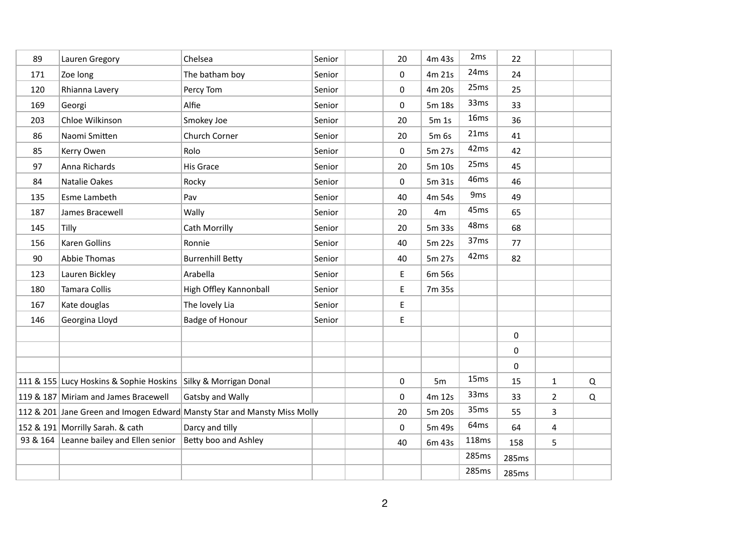| | | | | | | | | | | |
|---|---|---|---|---|---|---|---|---|---|---|
| 89 | Lauren Gregory | Chelsea | Senior | | 20 | 4m 43s | 2ms | 22 | | |
| 171 | Zoe long | The batham boy | Senior | | 0 | 4m 21s | 24ms | 24 | | |
| 120 | Rhianna Lavery | Percy Tom | Senior | | 0 | 4m 20s | 25ms | 25 | | |
| 169 | Georgi | Alfie | Senior | | 0 | 5m 18s | 33ms | 33 | | |
| 203 | Chloe Wilkinson | Smokey Joe | Senior | | 20 | 5m 1s | 16ms | 36 | | |
| 86 | Naomi Smitten | Church Corner | Senior | | 20 | 5m 6s | 21ms | 41 | | |
| 85 | Kerry Owen | Rolo | Senior | | 0 | 5m 27s | 42ms | 42 | | |
| 97 | Anna Richards | His Grace | Senior | | 20 | 5m 10s | 25ms | 45 | | |
| 84 | Natalie Oakes | Rocky | Senior | | 0 | 5m 31s | 46ms | 46 | | |
| 135 | Esme Lambeth | Pav | Senior | | 40 | 4m 54s | 9ms | 49 | | |
| 187 | James Bracewell | Wally | Senior | | 20 | 4m | 45ms | 65 | | |
| 145 | Tilly | Cath Morrilly | Senior | | 20 | 5m 33s | 48ms | 68 | | |
| 156 | Karen Gollins | Ronnie | Senior | | 40 | 5m 22s | 37ms | 77 | | |
| 90 | Abbie Thomas | Burrenhill Betty | Senior | | 40 | 5m 27s | 42ms | 82 | | |
| 123 | Lauren Bickley | Arabella | Senior | | E | 6m 56s | | | | |
| 180 | Tamara Collis | High Offley Kannonball | Senior | | E | 7m 35s | | | | |
| 167 | Kate douglas | The lovely Lia | Senior | | E | | | | | |
| 146 | Georgina Lloyd | Badge of Honour | Senior | | E | | | | | |
| | | | | | | | | 0 | | |
| | | | | | | | | 0 | | |
| | | | | | | | | 0 | | |
| 111 & 155 | Lucy Hoskins & Sophie Hoskins | Silky & Morrigan Donal | | | 0 | 5m | 15ms | 15 | 1 | Q |
| 119 & 187 | Miriam and James Bracewell | Gatsby and Wally | | | 0 | 4m 12s | 33ms | 33 | 2 | Q |
| 112 & 201 | Jane Green and Imogen Edward | Mansty Star and Mansty Miss Molly | | | 20 | 5m 20s | 35ms | 55 | 3 | |
| 152 & 191 | Morrilly Sarah. & cath | Darcy and tilly | | | 0 | 5m 49s | 64ms | 64 | 4 | |
| 93 & 164 | Leanne bailey and Ellen senior | Betty boo and Ashley | | | 40 | 6m 43s | 118ms | 158 | 5 | |
| | | | | | | | 285ms | 285ms | | |
| | | | | | | | 285ms | 285ms | | |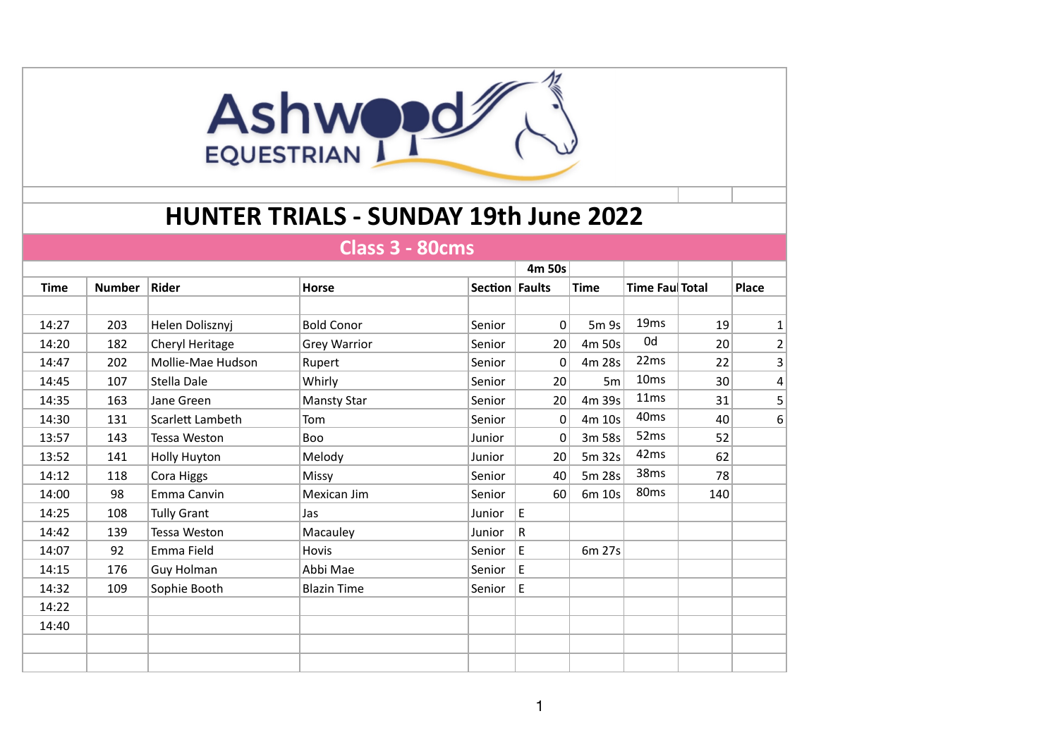Ashwood EQUESTRIAN

# HUNTER TRIALS - SUNDAY 19th June 2022

## Class 3 - 80cms

| Time | Number | Rider | Horse | Section | Faults | Time | Time Faul | Total | Place |
|---|---|---|---|---|---|---|---|---|---|
| | | | | | 4m 50s | | | | |
| 14:27 | 203 | Helen Dolisznyj | Bold Conor | Senior | 0 | 5m 9s | 19ms | 19 | 1 |
| 14:20 | 182 | Cheryl Heritage | Grey Warrior | Senior | 20 | 4m 50s | 0d | 20 | 2 |
| 14:47 | 202 | Mollie-Mae Hudson | Rupert | Senior | 0 | 4m 28s | 22ms | 22 | 3 |
| 14:45 | 107 | Stella Dale | Whirly | Senior | 20 | 5m | 10ms | 30 | 4 |
| 14:35 | 163 | Jane Green | Mansty Star | Senior | 20 | 4m 39s | 11ms | 31 | 5 |
| 14:30 | 131 | Scarlett Lambeth | Tom | Senior | 0 | 4m 10s | 40ms | 40 | 6 |
| 13:57 | 143 | Tessa Weston | Boo | Junior | 0 | 3m 58s | 52ms | 52 | |
| 13:52 | 141 | Holly Huyton | Melody | Junior | 20 | 5m 32s | 42ms | 62 | |
| 14:12 | 118 | Cora Higgs | Missy | Senior | 40 | 5m 28s | 38ms | 78 | |
| 14:00 | 98 | Emma Canvin | Mexican Jim | Senior | 60 | 6m 10s | 80ms | 140 | |
| 14:25 | 108 | Tully Grant | Jas | Junior | E | | | | |
| 14:42 | 139 | Tessa Weston | Macauley | Junior | R | | | | |
| 14:07 | 92 | Emma Field | Hovis | Senior | E | 6m 27s | | | |
| 14:15 | 176 | Guy Holman | Abbi Mae | Senior | E | | | | |
| 14:32 | 109 | Sophie Booth | Blazin Time | Senior | E | | | | |
| 14:22 | | | | | | | | | |
| 14:40 | | | | | | | | | |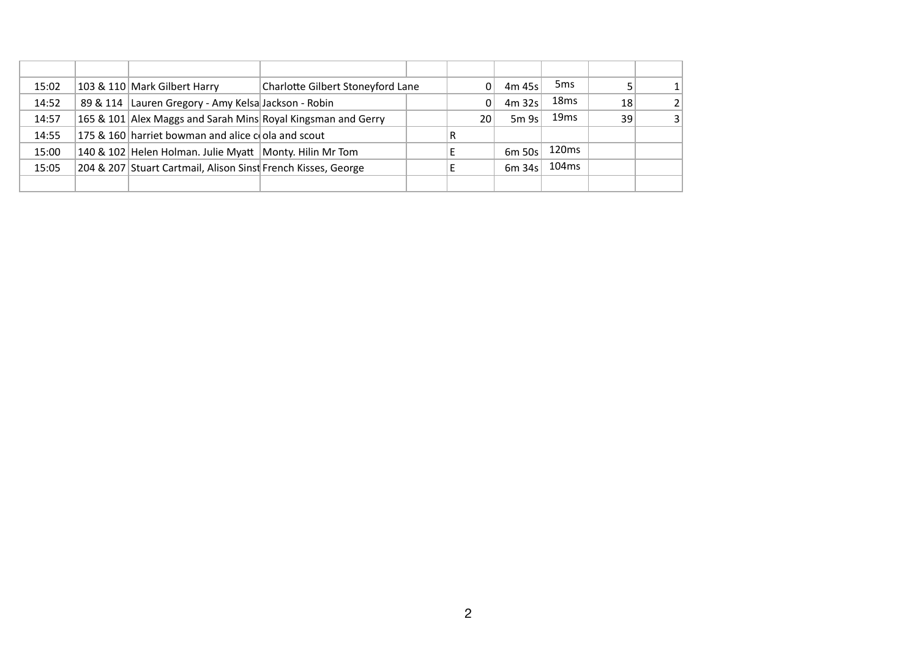| | | | | | | | | | |
|---|---|---|---|---|---|---|---|---|---|
| 15:02 | 103 & 110 | Mark Gilbert Harry | Charlotte Gilbert Stoneyford Lane | | 0 | 4m 45s | 5ms | 5 | 1 |
| 14:52 | 89 & 114 | Lauren Gregory - Amy Kelsa | Jackson - Robin | | 0 | 4m 32s | 18ms | 18 | 2 |
| 14:57 | 165 & 101 | Alex Maggs and Sarah Mins | Royal Kingsman and Gerry | | 20 | 5m 9s | 19ms | 39 | 3 |
| 14:55 | 175 & 160 | harriet bowman and alice c | ola and scout | | R | | | | |
| 15:00 | 140 & 102 | Helen Holman. Julie Myatt | Monty. Hilin Mr Tom | | E | 6m 50s | 120ms | | |
| 15:05 | 204 & 207 | Stuart Cartmail, Alison Sinst | French Kisses, George | | E | 6m 34s | 104ms | | |
| | | | | | | | | | |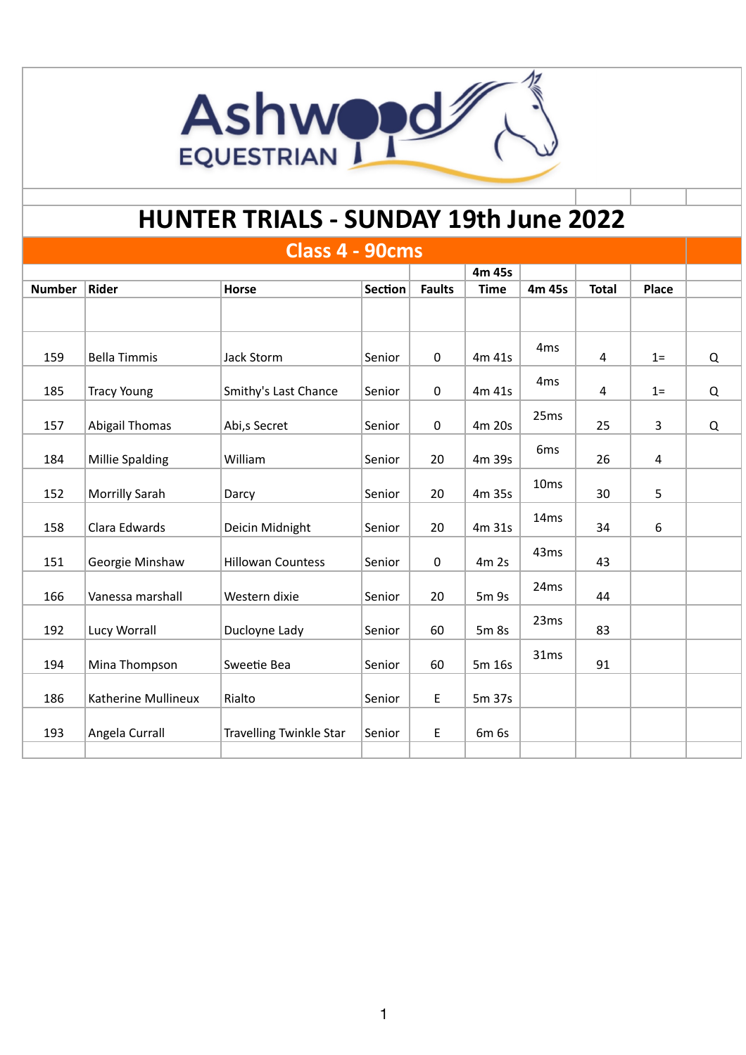Ashwood EQUESTRIAN

# HUNTER TRIALS - SUNDAY 19th June 2022

## Class 4 - 90cms

| Number | Rider | Horse | Section | Faults | 4m 45s Time | 4m 45s | Total | Place | |
|---|---|---|---|---|---|---|---|---|---|
| 159 | Bella Timmis | Jack Storm | Senior | 0 | 4m 41s | 4ms | 4 | 1= | Q |
| 185 | Tracy Young | Smithy's Last Chance | Senior | 0 | 4m 41s | 4ms | 4 | 1= | Q |
| 157 | Abigail Thomas | Abi,s Secret | Senior | 0 | 4m 20s | 25ms | 25 | 3 | Q |
| 184 | Millie Spalding | William | Senior | 20 | 4m 39s | 6ms | 26 | 4 | |
| 152 | Morrilly Sarah | Darcy | Senior | 20 | 4m 35s | 10ms | 30 | 5 | |
| 158 | Clara Edwards | Deicin Midnight | Senior | 20 | 4m 31s | 14ms | 34 | 6 | |
| 151 | Georgie Minshaw | Hillowan Countess | Senior | 0 | 4m 2s | 43ms | 43 | | |
| 166 | Vanessa marshall | Western dixie | Senior | 20 | 5m 9s | 24ms | 44 | | |
| 192 | Lucy Worrall | Ducloyne Lady | Senior | 60 | 5m 8s | 23ms | 83 | | |
| 194 | Mina Thompson | Sweetie Bea | Senior | 60 | 5m 16s | 31ms | 91 | | |
| 186 | Katherine Mullineux | Rialto | Senior | E | 5m 37s | | | | |
| 193 | Angela Currall | Travelling Twinkle Star | Senior | E | 6m 6s | | | | |